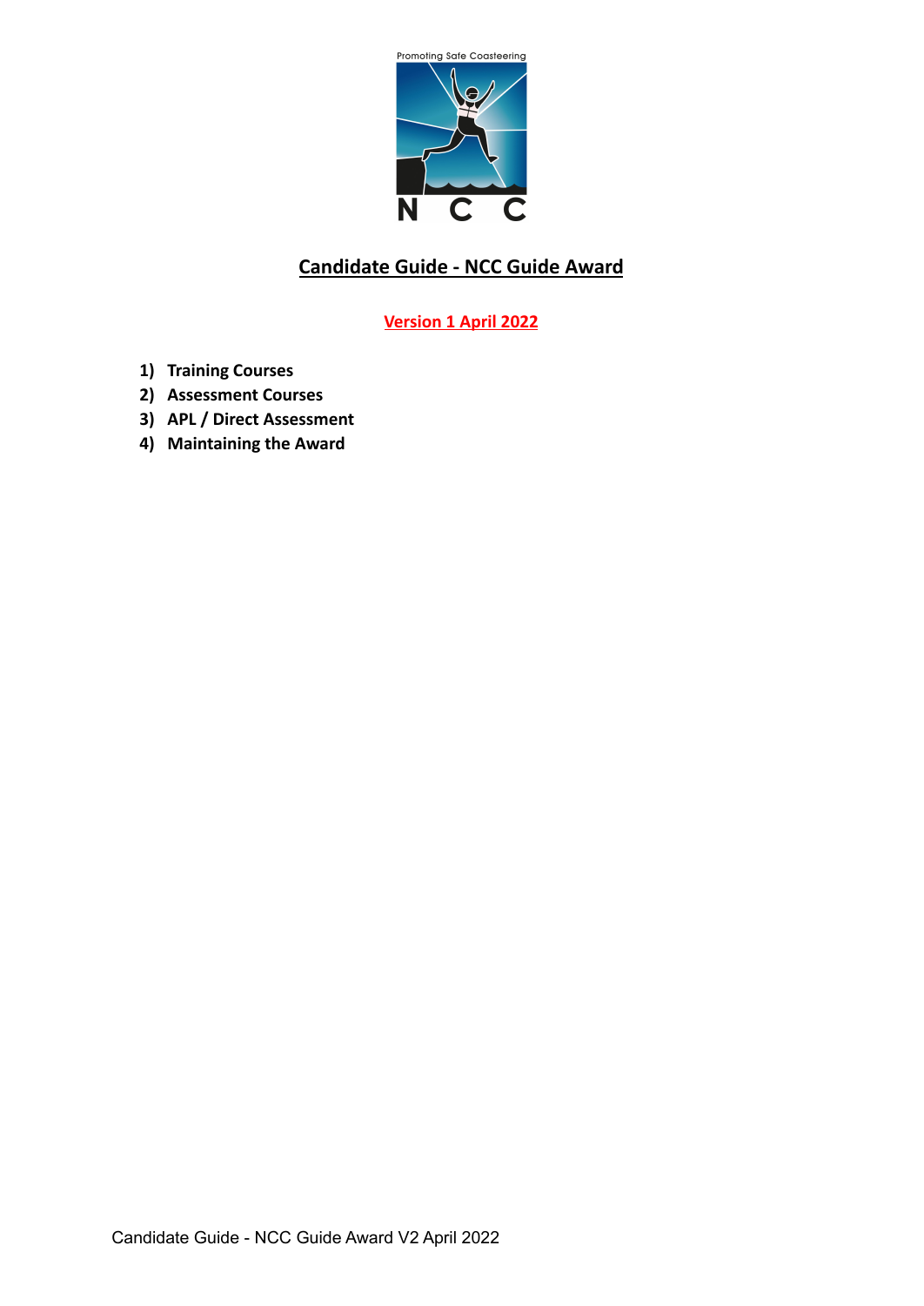# Candidate Guide - NCC Guide Award

**Version 1 April 2022**

1) **Training Courses**
2) **Assessment Courses**
3) **APL / Direct Assessment**
4) **Maintaining the Award**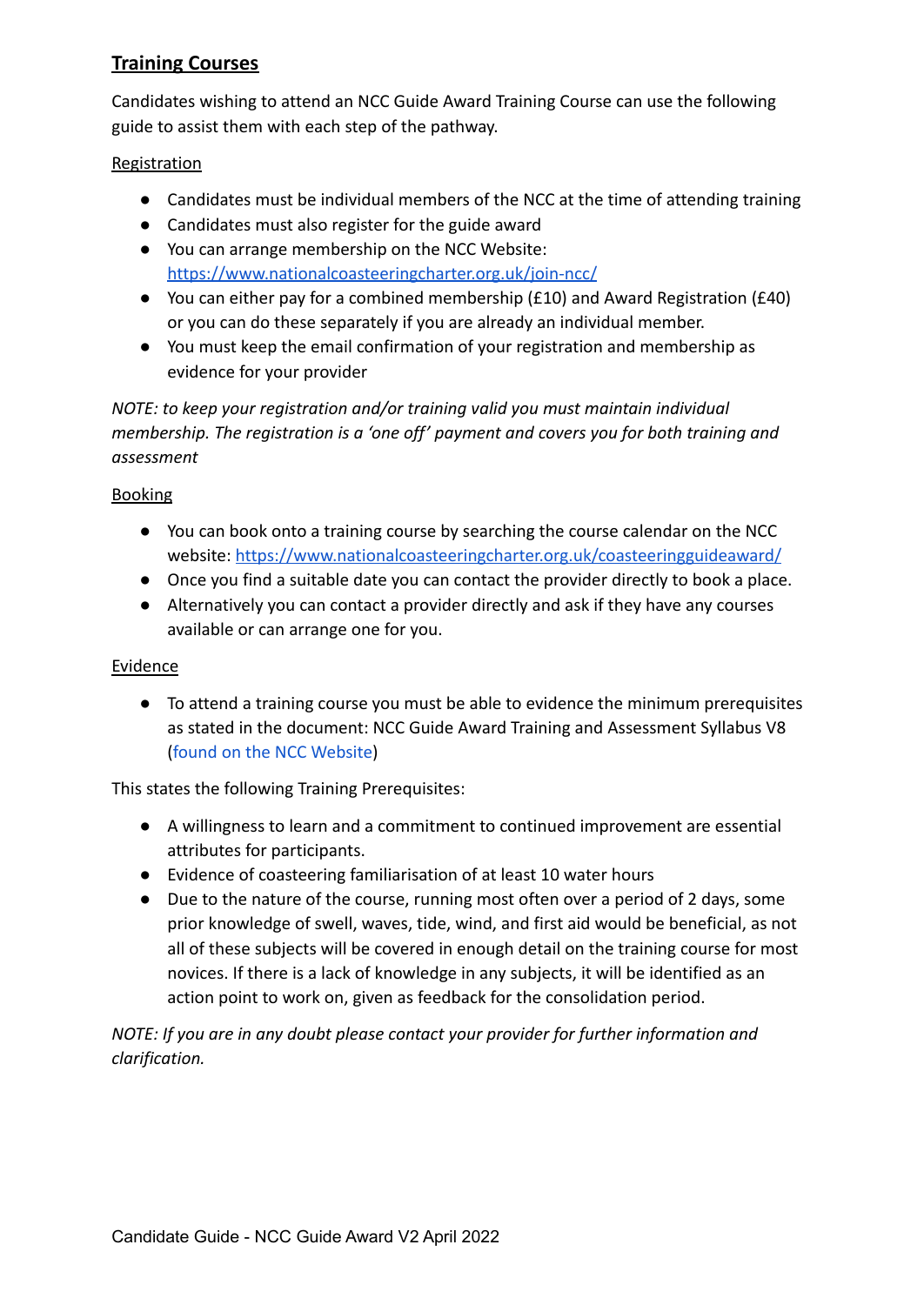## Training Courses

Candidates wishing to attend an NCC Guide Award Training Course can use the following guide to assist them with each step of the pathway.

### Registration

- Candidates must be individual members of the NCC at the time of attending training
- Candidates must also register for the guide award
- You can arrange membership on the NCC Website: [https://www.nationalcoasteeringcharter.org.uk/join-ncc/](https://www.nationalcoasteeringcharter.org.uk/join-ncc/)
- You can either pay for a combined membership (£10) and Award Registration (£40) or you can do these separately if you are already an individual member.
- You must keep the email confirmation of your registration and membership as evidence for your provider

*NOTE: to keep your registration and/or training valid you must maintain individual membership. The registration is a 'one off' payment and covers you for both training and assessment*

### Booking

- You can book onto a training course by searching the course calendar on the NCC website: [https://www.nationalcoasteeringcharter.org.uk/coasteeringguideaward/](https://www.nationalcoasteeringcharter.org.uk/coasteeringguideaward/)
- Once you find a suitable date you can contact the provider directly to book a place.
- Alternatively you can contact a provider directly and ask if they have any courses available or can arrange one for you.

### Evidence

- To attend a training course you must be able to evidence the minimum prerequisites as stated in the document: NCC Guide Award Training and Assessment Syllabus V8 (found on the NCC Website)

This states the following Training Prerequisites:

- A willingness to learn and a commitment to continued improvement are essential attributes for participants.
- Evidence of coasteering familiarisation of at least 10 water hours
- Due to the nature of the course, running most often over a period of 2 days, some prior knowledge of swell, waves, tide, wind, and first aid would be beneficial, as not all of these subjects will be covered in enough detail on the training course for most novices. If there is a lack of knowledge in any subjects, it will be identified as an action point to work on, given as feedback for the consolidation period.

*NOTE: If you are in any doubt please contact your provider for further information and clarification.*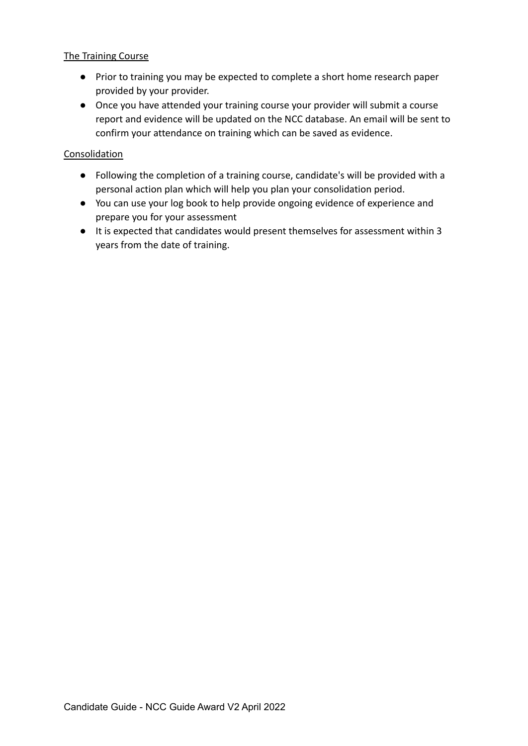<u>The Training Course</u>

- Prior to training you may be expected to complete a short home research paper provided by your provider.
- Once you have attended your training course your provider will submit a course report and evidence will be updated on the NCC database. An email will be sent to confirm your attendance on training which can be saved as evidence.

<u>Consolidation</u>

- Following the completion of a training course, candidate's will be provided with a personal action plan which will help you plan your consolidation period.
- You can use your log book to help provide ongoing evidence of experience and prepare you for your assessment
- It is expected that candidates would present themselves for assessment within 3 years from the date of training.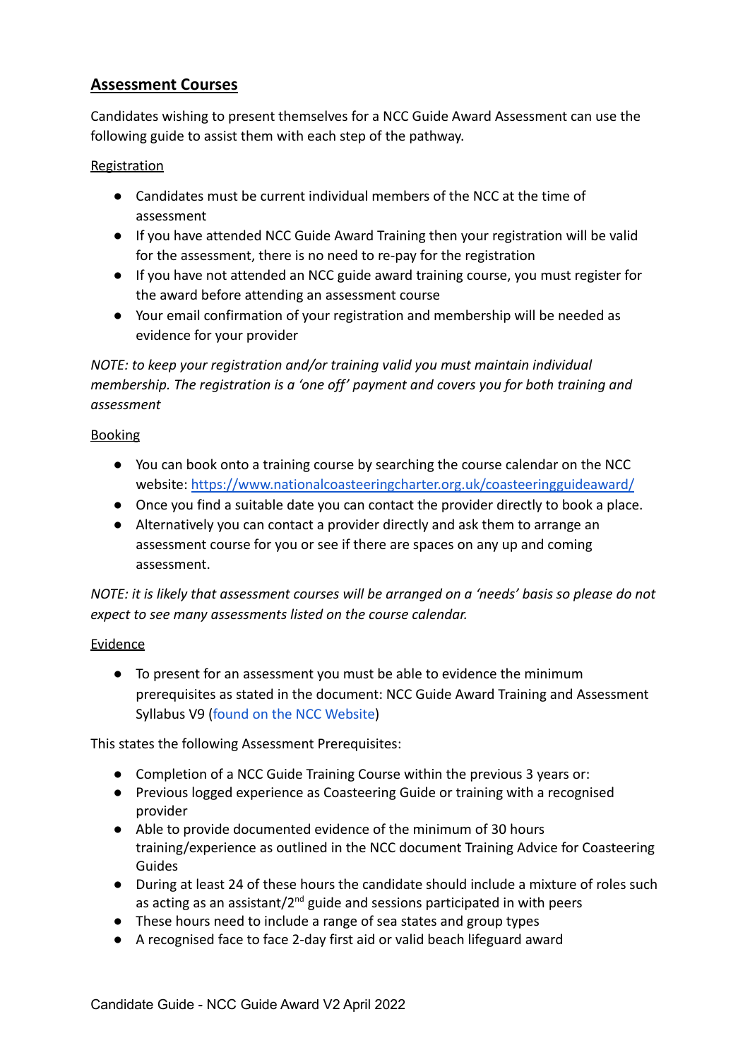## Assessment Courses

Candidates wishing to present themselves for a NCC Guide Award Assessment can use the following guide to assist them with each step of the pathway.

Registration

- Candidates must be current individual members of the NCC at the time of assessment
- If you have attended NCC Guide Award Training then your registration will be valid for the assessment, there is no need to re-pay for the registration
- If you have not attended an NCC guide award training course, you must register for the award before attending an assessment course
- Your email confirmation of your registration and membership will be needed as evidence for your provider

*NOTE: to keep your registration and/or training valid you must maintain individual membership. The registration is a 'one off' payment and covers you for both training and assessment*

Booking

- You can book onto a training course by searching the course calendar on the NCC website: [https://www.nationalcoasteeringcharter.org.uk/coasteeringguideaward/](https://www.nationalcoasteeringcharter.org.uk/coasteeringguideaward/)
- Once you find a suitable date you can contact the provider directly to book a place.
- Alternatively you can contact a provider directly and ask them to arrange an assessment course for you or see if there are spaces on any up and coming assessment.

*NOTE: it is likely that assessment courses will be arranged on a 'needs' basis so please do not expect to see many assessments listed on the course calendar.*

Evidence

- To present for an assessment you must be able to evidence the minimum prerequisites as stated in the document: NCC Guide Award Training and Assessment Syllabus V9 (found on the NCC Website)

This states the following Assessment Prerequisites:

- Completion of a NCC Guide Training Course within the previous 3 years or:
- Previous logged experience as Coasteering Guide or training with a recognised provider
- Able to provide documented evidence of the minimum of 30 hours training/experience as outlined in the NCC document Training Advice for Coasteering Guides
- During at least 24 of these hours the candidate should include a mixture of roles such as acting as an assistant/2nd guide and sessions participated in with peers
- These hours need to include a range of sea states and group types
- A recognised face to face 2-day first aid or valid beach lifeguard award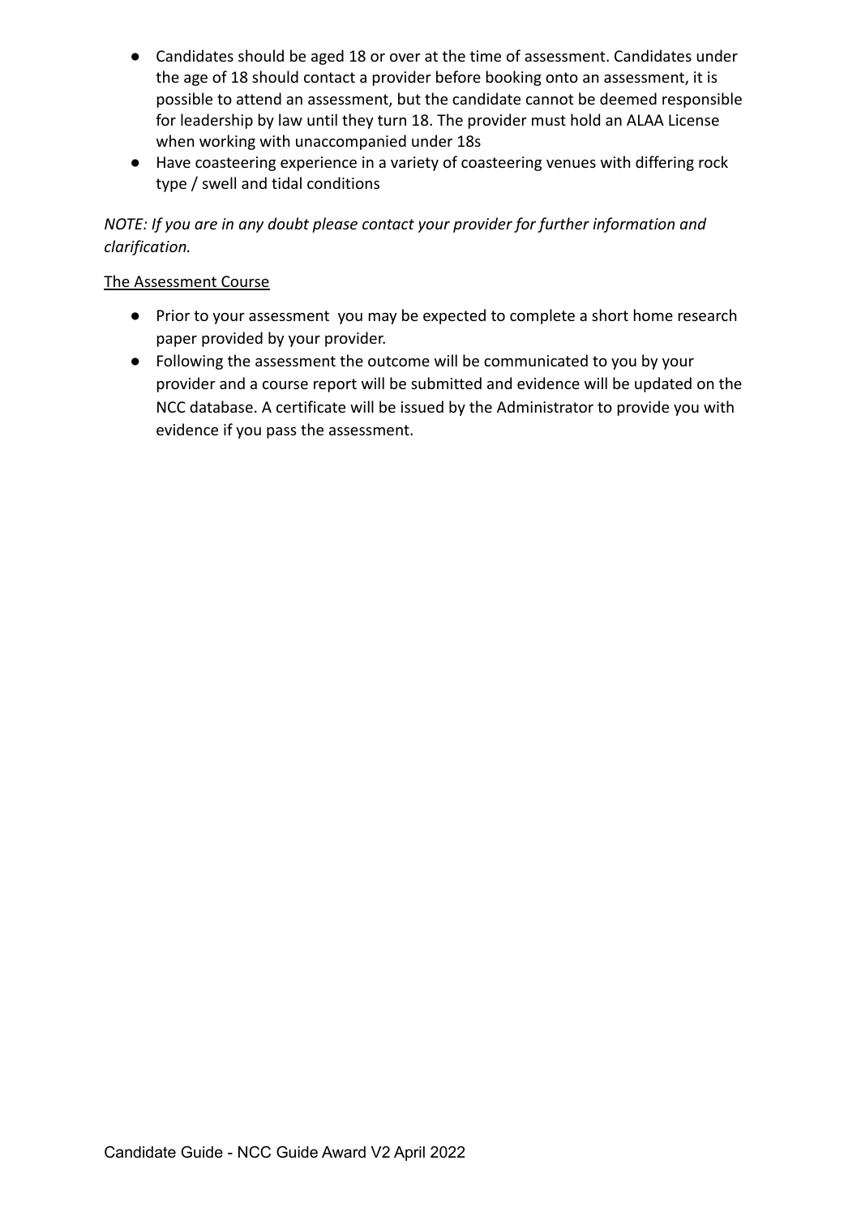- Candidates should be aged 18 or over at the time of assessment. Candidates under the age of 18 should contact a provider before booking onto an assessment, it is possible to attend an assessment, but the candidate cannot be deemed responsible for leadership by law until they turn 18. The provider must hold an ALAA License when working with unaccompanied under 18s
- Have coasteering experience in a variety of coasteering venues with differing rock type / swell and tidal conditions

*NOTE: If you are in any doubt please contact your provider for further information and clarification.*

<u>The Assessment Course</u>

- Prior to your assessment you may be expected to complete a short home research paper provided by your provider.
- Following the assessment the outcome will be communicated to you by your provider and a course report will be submitted and evidence will be updated on the NCC database. A certificate will be issued by the Administrator to provide you with evidence if you pass the assessment.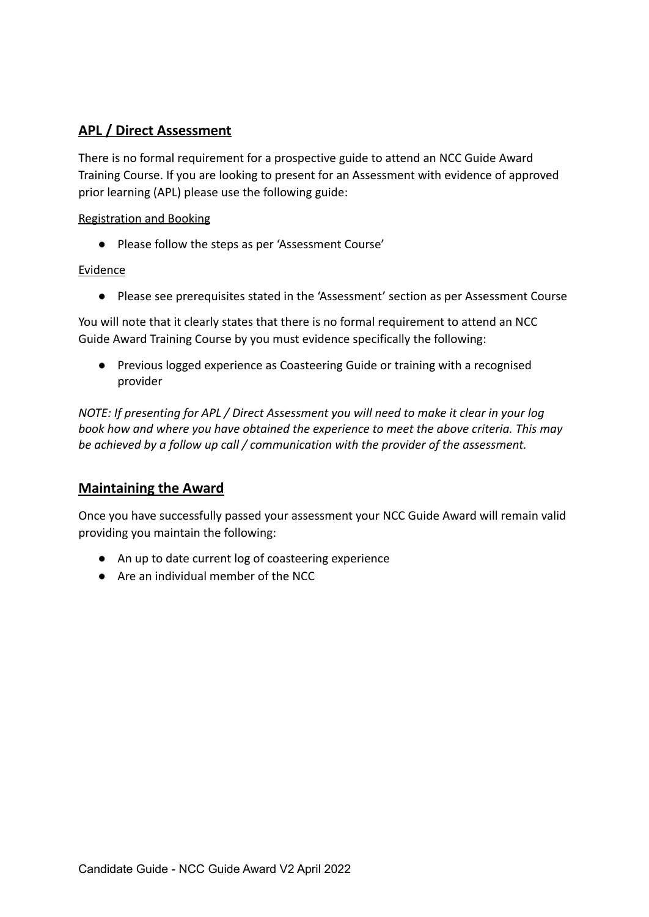## APL / Direct Assessment

There is no formal requirement for a prospective guide to attend an NCC Guide Award Training Course. If you are looking to present for an Assessment with evidence of approved prior learning (APL) please use the following guide:

Registration and Booking

- Please follow the steps as per 'Assessment Course'

Evidence

- Please see prerequisites stated in the 'Assessment' section as per Assessment Course

You will note that it clearly states that there is no formal requirement to attend an NCC Guide Award Training Course by you must evidence specifically the following:

- Previous logged experience as Coasteering Guide or training with a recognised provider

*NOTE: If presenting for APL / Direct Assessment you will need to make it clear in your log book how and where you have obtained the experience to meet the above criteria. This may be achieved by a follow up call / communication with the provider of the assessment.*

## Maintaining the Award

Once you have successfully passed your assessment your NCC Guide Award will remain valid providing you maintain the following:

- An up to date current log of coasteering experience
- Are an individual member of the NCC